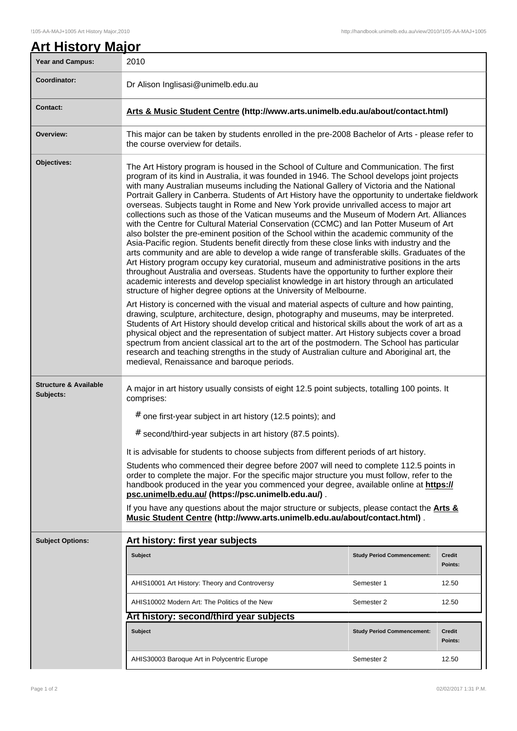# Art History Major

| | |
|---|---|
| **Year and Campus:** | 2010 |
| **Coordinator:** | Dr Alison Inglisasi@unimelb.edu.au |
| **Contact:** | **Arts & Music Student Centre (http://www.arts.unimelb.edu.au/about/contact.html)** |
| **Overview:** | This major can be taken by students enrolled in the pre-2008 Bachelor of Arts - please refer to the course overview for details. |
| **Objectives:** | The Art History program is housed in the School of Culture and Communication. The first program of its kind in Australia, it was founded in 1946. The School develops joint projects with many Australian museums including the National Gallery of Victoria and the National Portrait Gallery in Canberra. Students of Art History have the opportunity to undertake fieldwork overseas. Subjects taught in Rome and New York provide unrivalled access to major art collections such as those of the Vatican museums and the Museum of Modern Art. Alliances with the Centre for Cultural Material Conservation (CCMC) and Ian Potter Museum of Art also bolster the pre-eminent position of the School within the academic community of the Asia-Pacific region. Students benefit directly from these close links with industry and the arts community and are able to develop a wide range of transferable skills. Graduates of the Art History program occupy key curatorial, museum and administrative positions in the arts throughout Australia and overseas. Students have the opportunity to further explore their academic interests and develop specialist knowledge in art history through an articulated structure of higher degree options at the University of Melbourne.<br><br>Art History is concerned with the visual and material aspects of culture and how painting, drawing, sculpture, architecture, design, photography and museums, may be interpreted. Students of Art History should develop critical and historical skills about the work of art as a physical object and the representation of subject matter. Art History subjects cover a broad spectrum from ancient classical art to the art of the postmodern. The School has particular research and teaching strengths in the study of Australian culture and Aboriginal art, the medieval, Renaissance and baroque periods. |
| **Structure & Available Subjects:** | A major in art history usually consists of eight 12.5 point subjects, totalling 100 points. It comprises:<br><br># one first-year subject in art history (12.5 points); and<br><br># second/third-year subjects in art history (87.5 points).<br><br>It is advisable for students to choose subjects from different periods of art history.<br><br>Students who commenced their degree before 2007 will need to complete 112.5 points in order to complete the major. For the specific major structure you must follow, refer to the handbook produced in the year you commenced your degree, available online at **https://psc.unimelb.edu.au/ (https://psc.unimelb.edu.au/)** .<br><br>If you have any questions about the major structure or subjects, please contact the **Arts & Music Student Centre (http://www.arts.unimelb.edu.au/about/contact.html)** . |

## Subject Options:

### Art history: first year subjects

| Subject | Study Period Commencement: | Credit Points: |
|---|---|---|
| AHIS10001 Art History: Theory and Controversy | Semester 1 | 12.50 |
| AHIS10002 Modern Art: The Politics of the New | Semester 2 | 12.50 |

### Art history: second/third year subjects

| Subject | Study Period Commencement: | Credit Points: |
|---|---|---|
| AHIS30003 Baroque Art in Polycentric Europe | Semester 2 | 12.50 |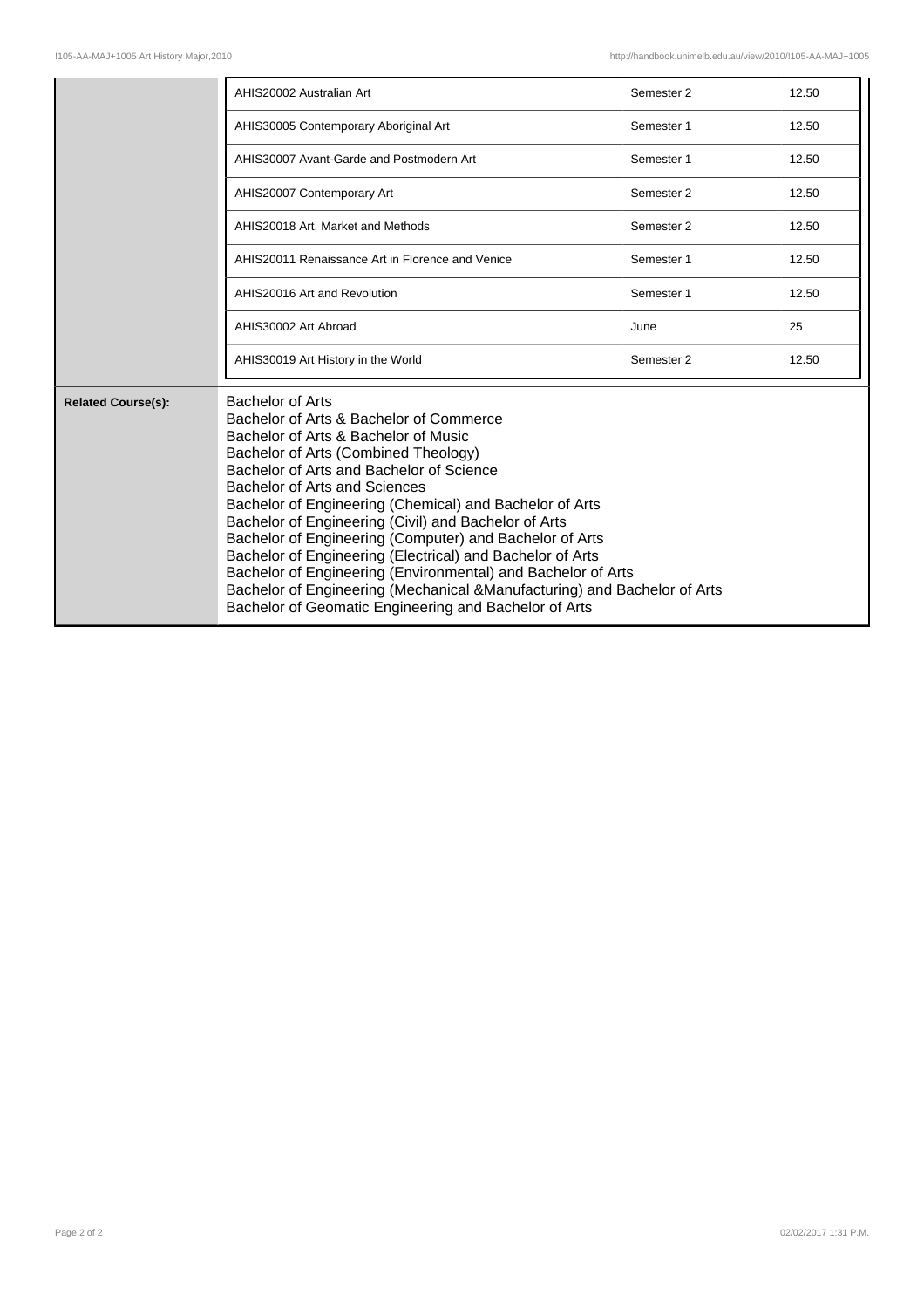| | | | |
|---|---|---|---|
| | AHIS20002 Australian Art | Semester 2 | 12.50 |
| | AHIS30005 Contemporary Aboriginal Art | Semester 1 | 12.50 |
| | AHIS30007 Avant-Garde and Postmodern Art | Semester 1 | 12.50 |
| | AHIS20007 Contemporary Art | Semester 2 | 12.50 |
| | AHIS20018 Art, Market and Methods | Semester 2 | 12.50 |
| | AHIS20011 Renaissance Art in Florence and Venice | Semester 1 | 12.50 |
| | AHIS20016 Art and Revolution | Semester 1 | 12.50 |
| | AHIS30002 Art Abroad | June | 25 |
| | AHIS30019 Art History in the World | Semester 2 | 12.50 |

| | |
|---|---|
| **Related Course(s):** | Bachelor of Arts<br>Bachelor of Arts & Bachelor of Commerce<br>Bachelor of Arts & Bachelor of Music<br>Bachelor of Arts (Combined Theology)<br>Bachelor of Arts and Bachelor of Science<br>Bachelor of Arts and Sciences<br>Bachelor of Engineering (Chemical) and Bachelor of Arts<br>Bachelor of Engineering (Civil) and Bachelor of Arts<br>Bachelor of Engineering (Computer) and Bachelor of Arts<br>Bachelor of Engineering (Electrical) and Bachelor of Arts<br>Bachelor of Engineering (Environmental) and Bachelor of Arts<br>Bachelor of Engineering (Mechanical &Manufacturing) and Bachelor of Arts<br>Bachelor of Geomatic Engineering and Bachelor of Arts |